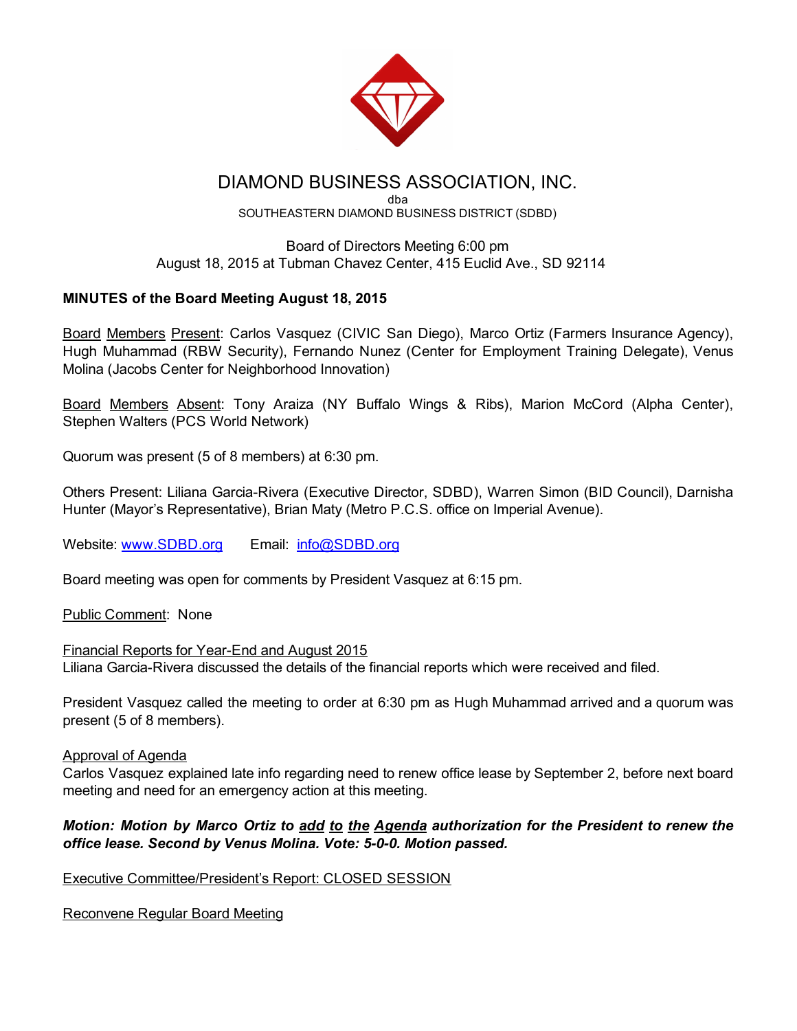# DIAMOND BUSINESS ASSOCIATION, INC.

dba

SOUTHEASTERN DIAMOND BUSINESS DISTRICT (SDBD)

Board of Directors Meeting 6:00 pm
August 18, 2015 at Tubman Chavez Center, 415 Euclid Ave., SD 92114

**MINUTES of the Board Meeting August 18, 2015**

Board Members Present: Carlos Vasquez (CIVIC San Diego), Marco Ortiz (Farmers Insurance Agency), Hugh Muhammad (RBW Security), Fernando Nunez (Center for Employment Training Delegate), Venus Molina (Jacobs Center for Neighborhood Innovation)

Board Members Absent: Tony Araiza (NY Buffalo Wings & Ribs), Marion McCord (Alpha Center), Stephen Walters (PCS World Network)

Quorum was present (5 of 8 members) at 6:30 pm.

Others Present: Liliana Garcia-Rivera (Executive Director, SDBD), Warren Simon (BID Council), Darnisha Hunter (Mayor's Representative), Brian Maty (Metro P.C.S. office on Imperial Avenue).

Website: www.SDBD.org Email: info@SDBD.org

Board meeting was open for comments by President Vasquez at 6:15 pm.

Public Comment: None

Financial Reports for Year-End and August 2015

Liliana Garcia-Rivera discussed the details of the financial reports which were received and filed.

President Vasquez called the meeting to order at 6:30 pm as Hugh Muhammad arrived and a quorum was present (5 of 8 members).

Approval of Agenda

Carlos Vasquez explained late info regarding need to renew office lease by September 2, before next board meeting and need for an emergency action at this meeting.

***Motion: Motion by Marco Ortiz to add to the Agenda authorization for the President to renew the office lease. Second by Venus Molina. Vote: 5-0-0. Motion passed.***

Executive Committee/President's Report: CLOSED SESSION

Reconvene Regular Board Meeting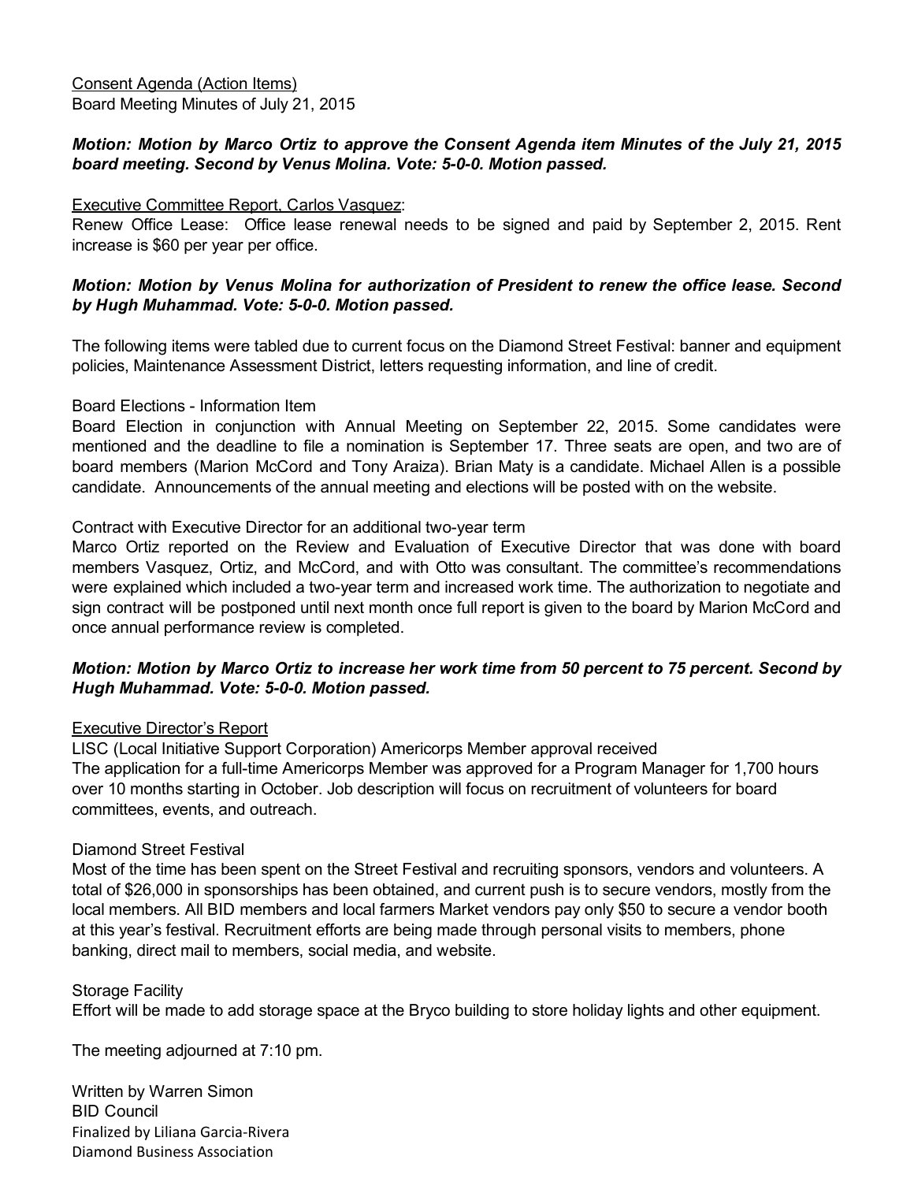<u>Consent Agenda (Action Items)</u>
Board Meeting Minutes of July 21, 2015

***Motion: Motion by Marco Ortiz to approve the Consent Agenda item Minutes of the July 21, 2015 board meeting. Second by Venus Molina. Vote: 5-0-0. Motion passed.***

<u>Executive Committee Report, Carlos Vasquez</u>:
Renew Office Lease: Office lease renewal needs to be signed and paid by September 2, 2015. Rent increase is $60 per year per office.

***Motion: Motion by Venus Molina for authorization of President to renew the office lease. Second by Hugh Muhammad. Vote: 5-0-0. Motion passed.***

The following items were tabled due to current focus on the Diamond Street Festival: banner and equipment policies, Maintenance Assessment District, letters requesting information, and line of credit.

Board Elections - Information Item
Board Election in conjunction with Annual Meeting on September 22, 2015. Some candidates were mentioned and the deadline to file a nomination is September 17. Three seats are open, and two are of board members (Marion McCord and Tony Araiza). Brian Maty is a candidate. Michael Allen is a possible candidate. Announcements of the annual meeting and elections will be posted with on the website.

Contract with Executive Director for an additional two-year term
Marco Ortiz reported on the Review and Evaluation of Executive Director that was done with board members Vasquez, Ortiz, and McCord, and with Otto was consultant. The committee's recommendations were explained which included a two-year term and increased work time. The authorization to negotiate and sign contract will be postponed until next month once full report is given to the board by Marion McCord and once annual performance review is completed.

***Motion: Motion by Marco Ortiz to increase her work time from 50 percent to 75 percent. Second by Hugh Muhammad. Vote: 5-0-0. Motion passed.***

<u>Executive Director's Report</u>
LISC (Local Initiative Support Corporation) Americorps Member approval received
The application for a full-time Americorps Member was approved for a Program Manager for 1,700 hours over 10 months starting in October. Job description will focus on recruitment of volunteers for board committees, events, and outreach.

Diamond Street Festival
Most of the time has been spent on the Street Festival and recruiting sponsors, vendors and volunteers. A total of $26,000 in sponsorships has been obtained, and current push is to secure vendors, mostly from the local members. All BID members and local farmers Market vendors pay only $50 to secure a vendor booth at this year's festival. Recruitment efforts are being made through personal visits to members, phone banking, direct mail to members, social media, and website.

Storage Facility
Effort will be made to add storage space at the Bryco building to store holiday lights and other equipment.

The meeting adjourned at 7:10 pm.

Written by Warren Simon
BID Council
Finalized by Liliana Garcia-Rivera
Diamond Business Association